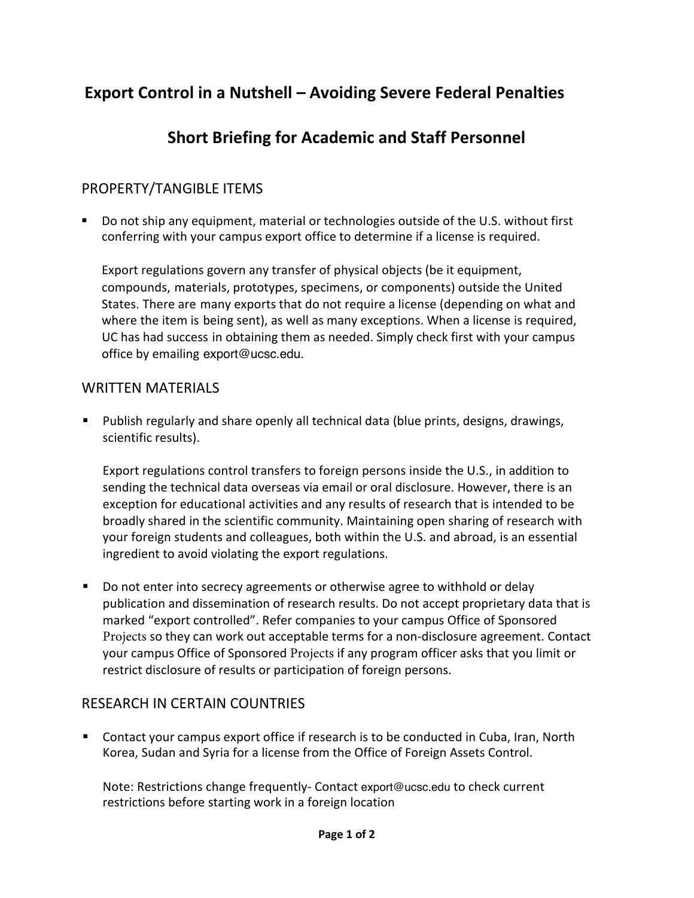# Export Control in a Nutshell – Avoiding Severe Federal Penalties

## Short Briefing for Academic and Staff Personnel

### PROPERTY/TANGIBLE ITEMS

- Do not ship any equipment, material or technologies outside of the U.S. without first conferring with your campus export office to determine if a license is required.

  Export regulations govern any transfer of physical objects (be it equipment, compounds, materials, prototypes, specimens, or components) outside the United States. There are many exports that do not require a license (depending on what and where the item is being sent), as well as many exceptions. When a license is required, UC has had success in obtaining them as needed. Simply check first with your campus office by emailing export@ucsc.edu.

### WRITTEN MATERIALS

- Publish regularly and share openly all technical data (blue prints, designs, drawings, scientific results).

  Export regulations control transfers to foreign persons inside the U.S., in addition to sending the technical data overseas via email or oral disclosure. However, there is an exception for educational activities and any results of research that is intended to be broadly shared in the scientific community. Maintaining open sharing of research with your foreign students and colleagues, both within the U.S. and abroad, is an essential ingredient to avoid violating the export regulations.

- Do not enter into secrecy agreements or otherwise agree to withhold or delay publication and dissemination of research results. Do not accept proprietary data that is marked "export controlled". Refer companies to your campus Office of Sponsored Projects so they can work out acceptable terms for a non-disclosure agreement. Contact your campus Office of Sponsored Projects if any program officer asks that you limit or restrict disclosure of results or participation of foreign persons.

### RESEARCH IN CERTAIN COUNTRIES

- Contact your campus export office if research is to be conducted in Cuba, Iran, North Korea, Sudan and Syria for a license from the Office of Foreign Assets Control.

  Note: Restrictions change frequently- Contact export@ucsc.edu to check current restrictions before starting work in a foreign location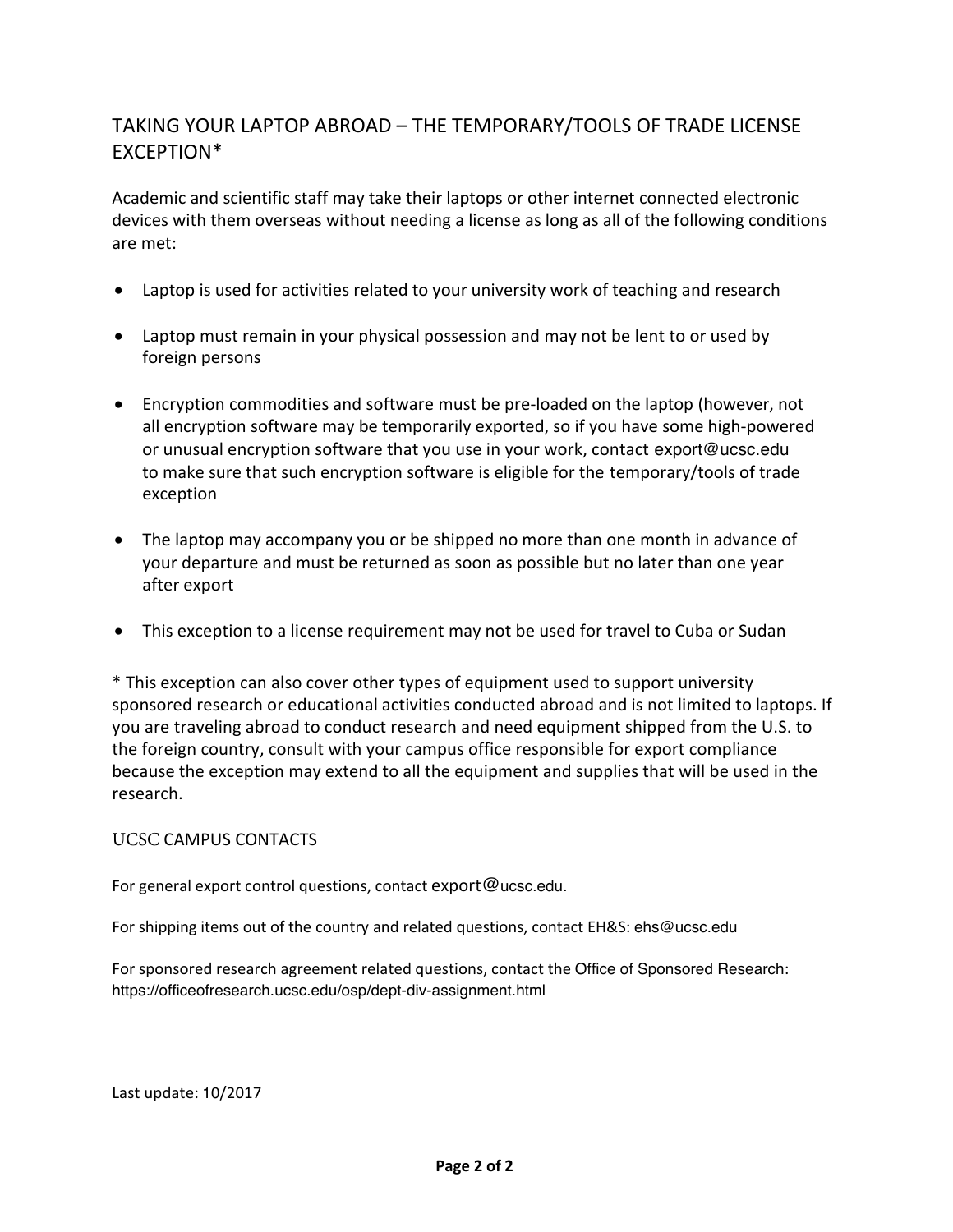## TAKING YOUR LAPTOP ABROAD – THE TEMPORARY/TOOLS OF TRADE LICENSE EXCEPTION*

Academic and scientific staff may take their laptops or other internet connected electronic devices with them overseas without needing a license as long as all of the following conditions are met:

- Laptop is used for activities related to your university work of teaching and research
- Laptop must remain in your physical possession and may not be lent to or used by foreign persons
- Encryption commodities and software must be pre-loaded on the laptop (however, not all encryption software may be temporarily exported, so if you have some high-powered or unusual encryption software that you use in your work, contact export@ucsc.edu to make sure that such encryption software is eligible for the temporary/tools of trade exception
- The laptop may accompany you or be shipped no more than one month in advance of your departure and must be returned as soon as possible but no later than one year after export
- This exception to a license requirement may not be used for travel to Cuba or Sudan

* This exception can also cover other types of equipment used to support university sponsored research or educational activities conducted abroad and is not limited to laptops. If you are traveling abroad to conduct research and need equipment shipped from the U.S. to the foreign country, consult with your campus office responsible for export compliance because the exception may extend to all the equipment and supplies that will be used in the research.

### UCSC CAMPUS CONTACTS

For general export control questions, contact export@ucsc.edu.

For shipping items out of the country and related questions, contact EH&S: ehs@ucsc.edu

For sponsored research agreement related questions, contact the Office of Sponsored Research: https://officeofresearch.ucsc.edu/osp/dept-div-assignment.html

Last update: 10/2017